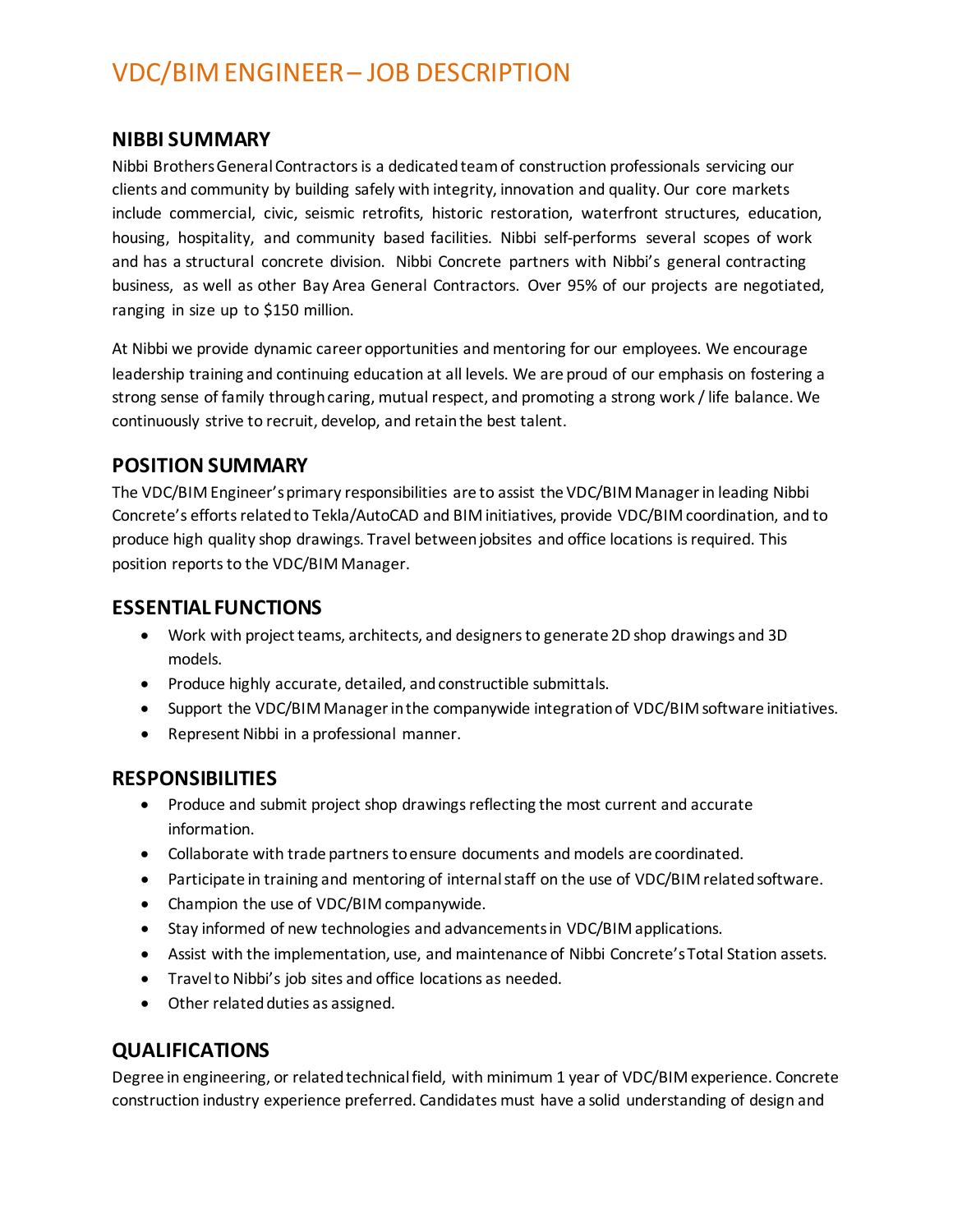# VDC/BIM ENGINEER – JOB DESCRIPTION

## NIBBI SUMMARY

Nibbi Brothers General Contractors is a dedicated team of construction professionals servicing our clients and community by building safely with integrity, innovation and quality. Our core markets include commercial, civic, seismic retrofits, historic restoration, waterfront structures, education, housing, hospitality, and community based facilities. Nibbi self-performs several scopes of work and has a structural concrete division. Nibbi Concrete partners with Nibbi's general contracting business, as well as other Bay Area General Contractors. Over 95% of our projects are negotiated, ranging in size up to $150 million.

At Nibbi we provide dynamic career opportunities and mentoring for our employees. We encourage leadership training and continuing education at all levels. We are proud of our emphasis on fostering a strong sense of family through caring, mutual respect, and promoting a strong work / life balance. We continuously strive to recruit, develop, and retain the best talent.

## POSITION SUMMARY

The VDC/BIM Engineer's primary responsibilities are to assist the VDC/BIM Manager in leading Nibbi Concrete's efforts related to Tekla/AutoCAD and BIM initiatives, provide VDC/BIM coordination, and to produce high quality shop drawings. Travel between jobsites and office locations is required. This position reports to the VDC/BIM Manager.

## ESSENTIAL FUNCTIONS

- Work with project teams, architects, and designers to generate 2D shop drawings and 3D models.
- Produce highly accurate, detailed, and constructible submittals.
- Support the VDC/BIM Manager in the companywide integration of VDC/BIM software initiatives.
- Represent Nibbi in a professional manner.

## RESPONSIBILITIES

- Produce and submit project shop drawings reflecting the most current and accurate information.
- Collaborate with trade partners to ensure documents and models are coordinated.
- Participate in training and mentoring of internal staff on the use of VDC/BIM related software.
- Champion the use of VDC/BIM companywide.
- Stay informed of new technologies and advancements in VDC/BIM applications.
- Assist with the implementation, use, and maintenance of Nibbi Concrete's Total Station assets.
- Travel to Nibbi's job sites and office locations as needed.
- Other related duties as assigned.

## QUALIFICATIONS

Degree in engineering, or related technical field, with minimum 1 year of VDC/BIM experience. Concrete construction industry experience preferred. Candidates must have a solid understanding of design and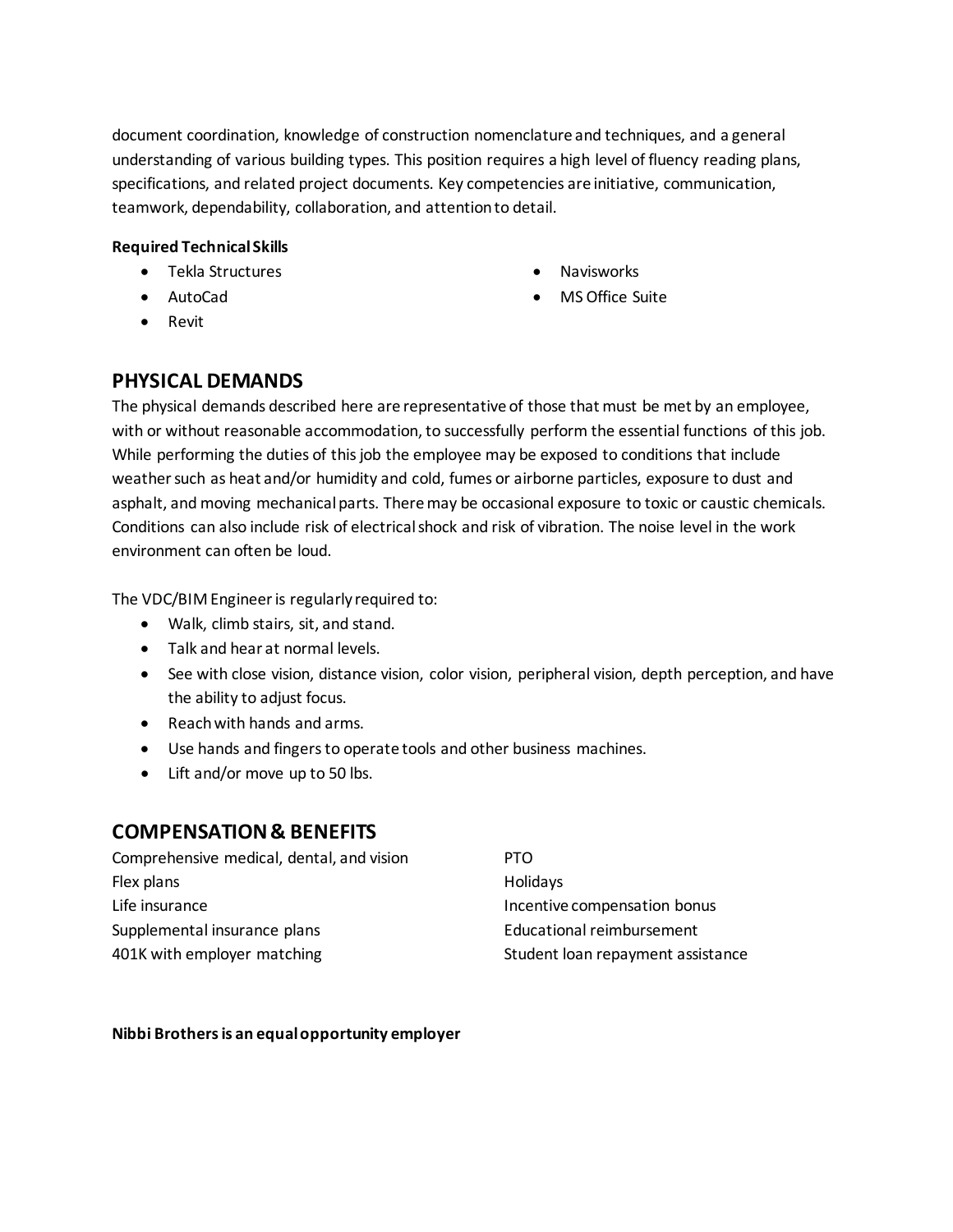document coordination, knowledge of construction nomenclature and techniques, and a general understanding of various building types. This position requires a high level of fluency reading plans, specifications, and related project documents. Key competencies are initiative, communication, teamwork, dependability, collaboration, and attention to detail.

**Required Technical Skills**

- Tekla Structures
- AutoCad
- Revit
- Navisworks
- MS Office Suite

## PHYSICAL DEMANDS

The physical demands described here are representative of those that must be met by an employee, with or without reasonable accommodation, to successfully perform the essential functions of this job. While performing the duties of this job the employee may be exposed to conditions that include weather such as heat and/or humidity and cold, fumes or airborne particles, exposure to dust and asphalt, and moving mechanical parts. There may be occasional exposure to toxic or caustic chemicals. Conditions can also include risk of electrical shock and risk of vibration. The noise level in the work environment can often be loud.

The VDC/BIM Engineer is regularly required to:

- Walk, climb stairs, sit, and stand.
- Talk and hear at normal levels.
- See with close vision, distance vision, color vision, peripheral vision, depth perception, and have the ability to adjust focus.
- Reach with hands and arms.
- Use hands and fingers to operate tools and other business machines.
- Lift and/or move up to 50 lbs.

## COMPENSATION & BENEFITS

Comprehensive medical, dental, and vision
Flex plans
Life insurance
Supplemental insurance plans
401K with employer matching
PTO
Holidays
Incentive compensation bonus
Educational reimbursement
Student loan repayment assistance

**Nibbi Brothers is an equal opportunity employer**